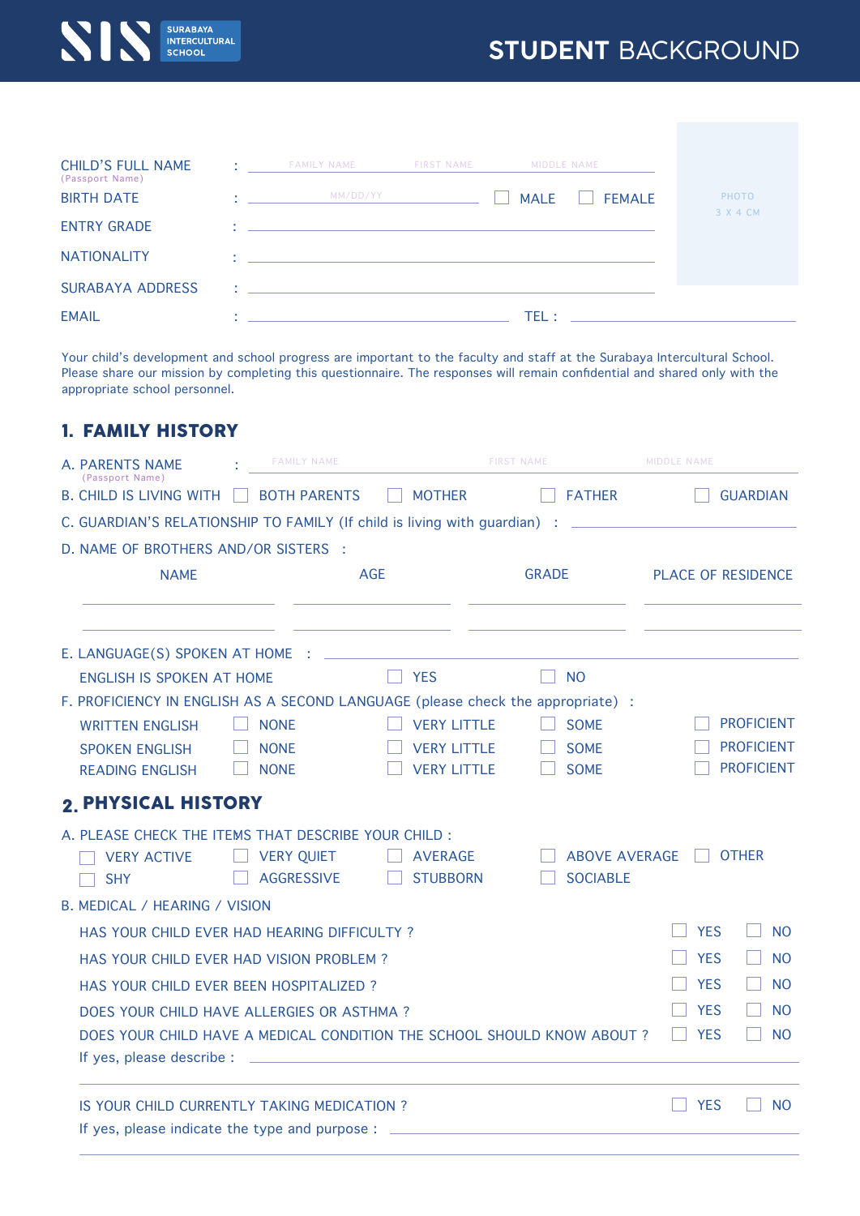SURABAYA INTERCULTURAL SCHOOL

# STUDENT BACKGROUND

CHILD'S FULL NAME (Passport Name) : FAMILY NAME FIRST NAME MIDDLE NAME

PHOTO 3 X 4 CM

BIRTH DATE : MM/DD/YY ☐ MALE ☐ FEMALE

ENTRY GRADE :

NATIONALITY :

SURABAYA ADDRESS :

EMAIL : TEL :

Your child's development and school progress are important to the faculty and staff at the Surabaya Intercultural School. Please share our mission by completing this questionnaire. The responses will remain confidential and shared only with the appropriate school personnel.

## 1. FAMILY HISTORY

A. PARENTS NAME (Passport Name) : FAMILY NAME FIRST NAME MIDDLE NAME

B. CHILD IS LIVING WITH ☐ BOTH PARENTS ☐ MOTHER ☐ FATHER ☐ GUARDIAN

C. GUARDIAN'S RELATIONSHIP TO FAMILY (If child is living with guardian) :

D. NAME OF BROTHERS AND/OR SISTERS :

| NAME | AGE | GRADE | PLACE OF RESIDENCE |
| --- | --- | --- | --- |
| | | | |
| | | | |

E. LANGUAGE(S) SPOKEN AT HOME :

ENGLISH IS SPOKEN AT HOME ☐ YES ☐ NO

F. PROFICIENCY IN ENGLISH AS A SECOND LANGUAGE (please check the appropriate) :

| | | | | |
| --- | --- | --- | --- | --- |
| WRITTEN ENGLISH | ☐ NONE | ☐ VERY LITTLE | ☐ SOME | ☐ PROFICIENT |
| SPOKEN ENGLISH | ☐ NONE | ☐ VERY LITTLE | ☐ SOME | ☐ PROFICIENT |
| READING ENGLISH | ☐ NONE | ☐ VERY LITTLE | ☐ SOME | ☐ PROFICIENT |

## 2. PHYSICAL HISTORY

A. PLEASE CHECK THE ITEMS THAT DESCRIBE YOUR CHILD :

☐ VERY ACTIVE ☐ VERY QUIET ☐ AVERAGE ☐ ABOVE AVERAGE ☐ OTHER

☐ SHY ☐ AGGRESSIVE ☐ STUBBORN ☐ SOCIABLE

B. MEDICAL / HEARING / VISION

HAS YOUR CHILD EVER HAD HEARING DIFFICULTY ? ☐ YES ☐ NO

HAS YOUR CHILD EVER HAD VISION PROBLEM ? ☐ YES ☐ NO

HAS YOUR CHILD EVER BEEN HOSPITALIZED ? ☐ YES ☐ NO

DOES YOUR CHILD HAVE ALLERGIES OR ASTHMA ? ☐ YES ☐ NO

DOES YOUR CHILD HAVE A MEDICAL CONDITION THE SCHOOL SHOULD KNOW ABOUT ? ☐ YES ☐ NO

If yes, please describe :

IS YOUR CHILD CURRENTLY TAKING MEDICATION ? ☐ YES ☐ NO

If yes, please indicate the type and purpose :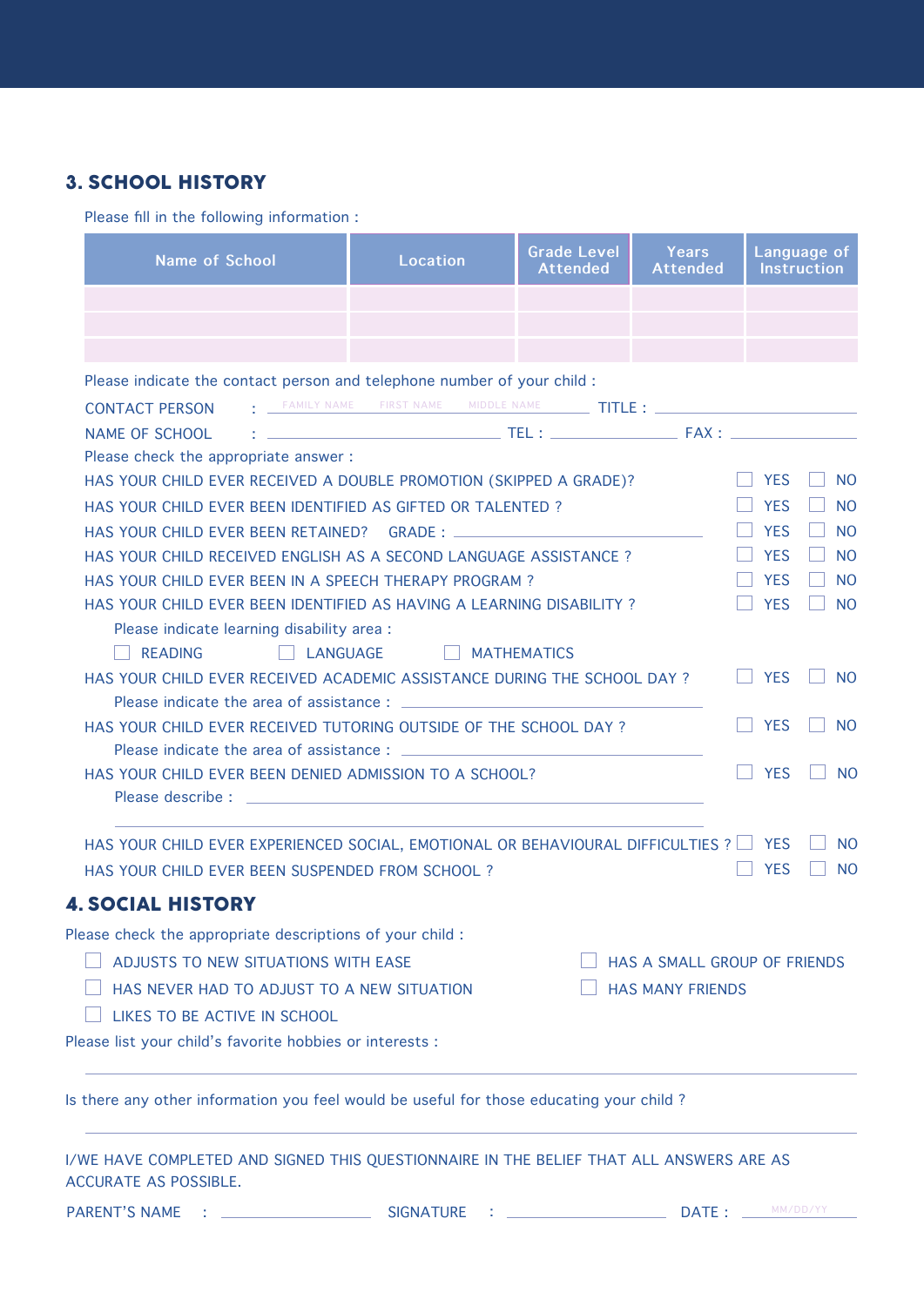## 3. SCHOOL HISTORY

Please fill in the following information :

| Name of School | Location | Grade Level Attended | Years Attended | Language of Instruction |
|---|---|---|---|---|
| | | | | |
| | | | | |
| | | | | |

Please indicate the contact person and telephone number of your child :

CONTACT PERSON : ______ FAMILY NAME ______ FIRST NAME ______ MIDDLE NAME ______ TITLE : ______

NAME OF SCHOOL : ______ TEL : ______ FAX : ______

Please check the appropriate answer :

HAS YOUR CHILD EVER RECEIVED A DOUBLE PROMOTION (SKIPPED A GRADE)? ☐ YES ☐ NO

HAS YOUR CHILD EVER BEEN IDENTIFIED AS GIFTED OR TALENTED ? ☐ YES ☐ NO

HAS YOUR CHILD EVER BEEN RETAINED? GRADE : ______ ☐ YES ☐ NO

HAS YOUR CHILD RECEIVED ENGLISH AS A SECOND LANGUAGE ASSISTANCE ? ☐ YES ☐ NO

HAS YOUR CHILD EVER BEEN IN A SPEECH THERAPY PROGRAM ? ☐ YES ☐ NO

HAS YOUR CHILD EVER BEEN IDENTIFIED AS HAVING A LEARNING DISABILITY ? ☐ YES ☐ NO

Please indicate learning disability area :

☐ READING ☐ LANGUAGE ☐ MATHEMATICS

HAS YOUR CHILD EVER RECEIVED ACADEMIC ASSISTANCE DURING THE SCHOOL DAY ? ☐ YES ☐ NO

Please indicate the area of assistance : ______

HAS YOUR CHILD EVER RECEIVED TUTORING OUTSIDE OF THE SCHOOL DAY ? ☐ YES ☐ NO

Please indicate the area of assistance : ______

HAS YOUR CHILD EVER BEEN DENIED ADMISSION TO A SCHOOL? ☐ YES ☐ NO

Please describe : ______

______

HAS YOUR CHILD EVER EXPERIENCED SOCIAL, EMOTIONAL OR BEHAVIOURAL DIFFICULTIES ? ☐ YES ☐ NO

HAS YOUR CHILD EVER BEEN SUSPENDED FROM SCHOOL ? ☐ YES ☐ NO

## 4. SOCIAL HISTORY

Please check the appropriate descriptions of your child :

☐ ADJUSTS TO NEW SITUATIONS WITH EASE

☐ HAS NEVER HAD TO ADJUST TO A NEW SITUATION

☐ LIKES TO BE ACTIVE IN SCHOOL

☐ HAS A SMALL GROUP OF FRIENDS

☐ HAS MANY FRIENDS

Please list your child's favorite hobbies or interests :

______

Is there any other information you feel would be useful for those educating your child ?

______

I/WE HAVE COMPLETED AND SIGNED THIS QUESTIONNAIRE IN THE BELIEF THAT ALL ANSWERS ARE AS ACCURATE AS POSSIBLE.

PARENT'S NAME : ______ SIGNATURE : ______ DATE : ______ MM/DD/YY